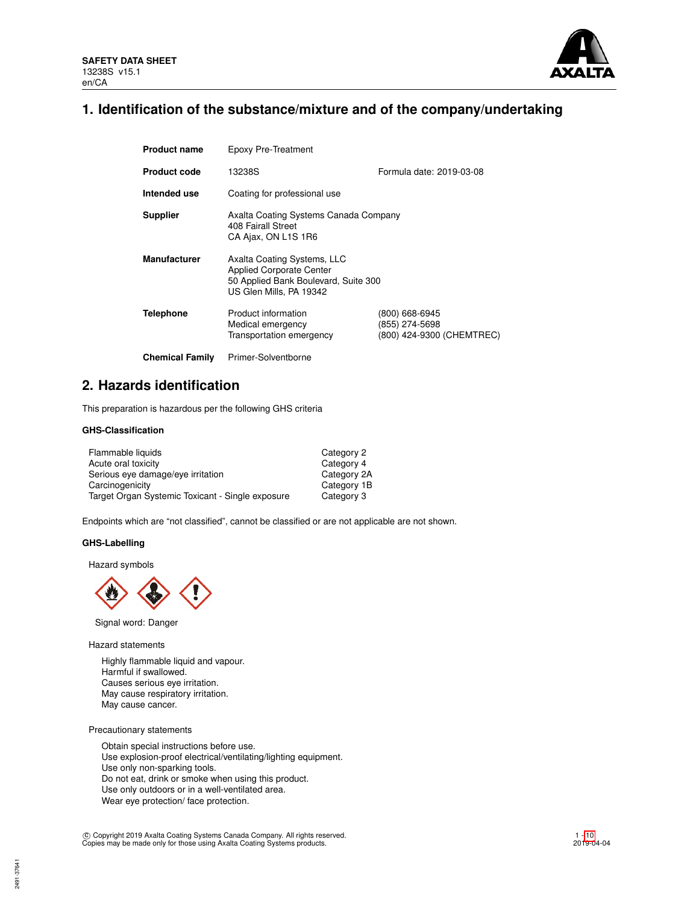**SAFETY DATA SHEET**
13238S v15.1
en/CA

# 1. Identification of the substance/mixture and of the company/undertaking

| | | |
|---|---|---|
| **Product name** | Epoxy Pre-Treatment | |
| **Product code** | 13238S | Formula date: 2019-03-08 |
| **Intended use** | Coating for professional use | |
| **Supplier** | Axalta Coating Systems Canada Company<br>408 Fairall Street<br>CA Ajax, ON L1S 1R6 | |
| **Manufacturer** | Axalta Coating Systems, LLC<br>Applied Corporate Center<br>50 Applied Bank Boulevard, Suite 300<br>US Glen Mills, PA 19342 | |
| **Telephone** | Product information<br>Medical emergency<br>Transportation emergency | (800) 668-6945<br>(855) 274-5698<br>(800) 424-9300 (CHEMTREC) |
| **Chemical Family** | Primer-Solventborne | |

# 2. Hazards identification

This preparation is hazardous per the following GHS criteria

### GHS-Classification

| | |
|---|---|
| Flammable liquids | Category 2 |
| Acute oral toxicity | Category 4 |
| Serious eye damage/eye irritation | Category 2A |
| Carcinogenicity | Category 1B |
| Target Organ Systemic Toxicant - Single exposure | Category 3 |

Endpoints which are "not classified", cannot be classified or are not applicable are not shown.

### GHS-Labelling

Hazard symbols

Signal word: Danger

Hazard statements

Highly flammable liquid and vapour.
Harmful if swallowed.
Causes serious eye irritation.
May cause respiratory irritation.
May cause cancer.

Precautionary statements

Obtain special instructions before use.
Use explosion-proof electrical/ventilating/lighting equipment.
Use only non-sparking tools.
Do not eat, drink or smoke when using this product.
Use only outdoors or in a well-ventilated area.
Wear eye protection/ face protection.

© Copyright 2019 Axalta Coating Systems Canada Company. All rights reserved.
Copies may be made only for those using Axalta Coating Systems products.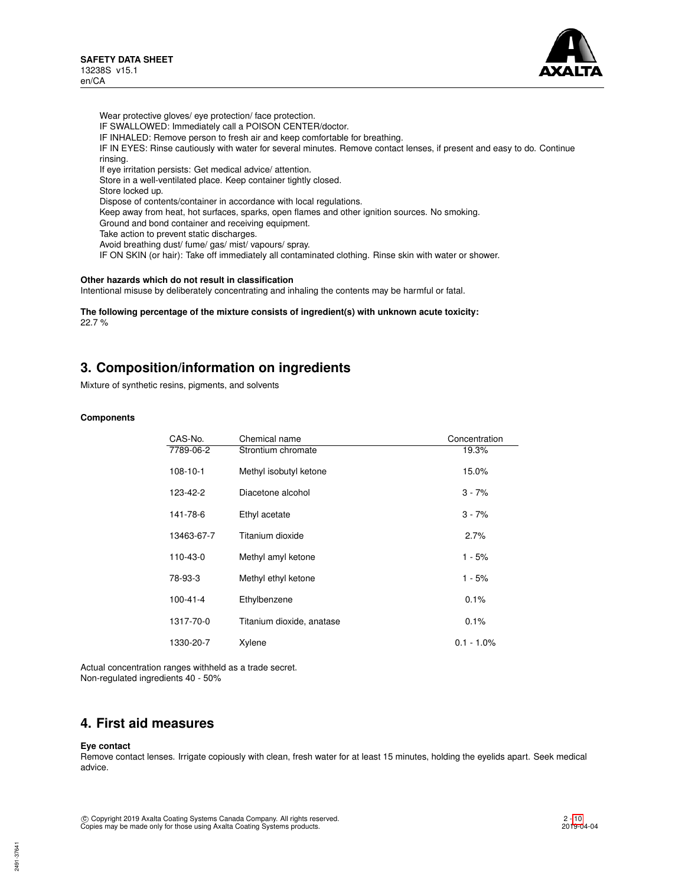Wear protective gloves/ eye protection/ face protection.
IF SWALLOWED: Immediately call a POISON CENTER/doctor.
IF INHALED: Remove person to fresh air and keep comfortable for breathing.
IF IN EYES: Rinse cautiously with water for several minutes. Remove contact lenses, if present and easy to do. Continue rinsing.
If eye irritation persists: Get medical advice/ attention.
Store in a well-ventilated place. Keep container tightly closed.
Store locked up.
Dispose of contents/container in accordance with local regulations.
Keep away from heat, hot surfaces, sparks, open flames and other ignition sources. No smoking.
Ground and bond container and receiving equipment.
Take action to prevent static discharges.
Avoid breathing dust/ fume/ gas/ mist/ vapours/ spray.
IF ON SKIN (or hair): Take off immediately all contaminated clothing. Rinse skin with water or shower.

**Other hazards which do not result in classification**
Intentional misuse by deliberately concentrating and inhaling the contents may be harmful or fatal.

**The following percentage of the mixture consists of ingredient(s) with unknown acute toxicity:**
22.7 %

## 3. Composition/information on ingredients

Mixture of synthetic resins, pigments, and solvents

**Components**

| CAS-No. | Chemical name | Concentration |
|---|---|---|
| 7789-06-2 | Strontium chromate | 19.3% |
| 108-10-1 | Methyl isobutyl ketone | 15.0% |
| 123-42-2 | Diacetone alcohol | 3 - 7% |
| 141-78-6 | Ethyl acetate | 3 - 7% |
| 13463-67-7 | Titanium dioxide | 2.7% |
| 110-43-0 | Methyl amyl ketone | 1 - 5% |
| 78-93-3 | Methyl ethyl ketone | 1 - 5% |
| 100-41-4 | Ethylbenzene | 0.1% |
| 1317-70-0 | Titanium dioxide, anatase | 0.1% |
| 1330-20-7 | Xylene | 0.1 - 1.0% |

Actual concentration ranges withheld as a trade secret.
Non-regulated ingredients 40 - 50%

## 4. First aid measures

**Eye contact**
Remove contact lenses. Irrigate copiously with clean, fresh water for at least 15 minutes, holding the eyelids apart. Seek medical advice.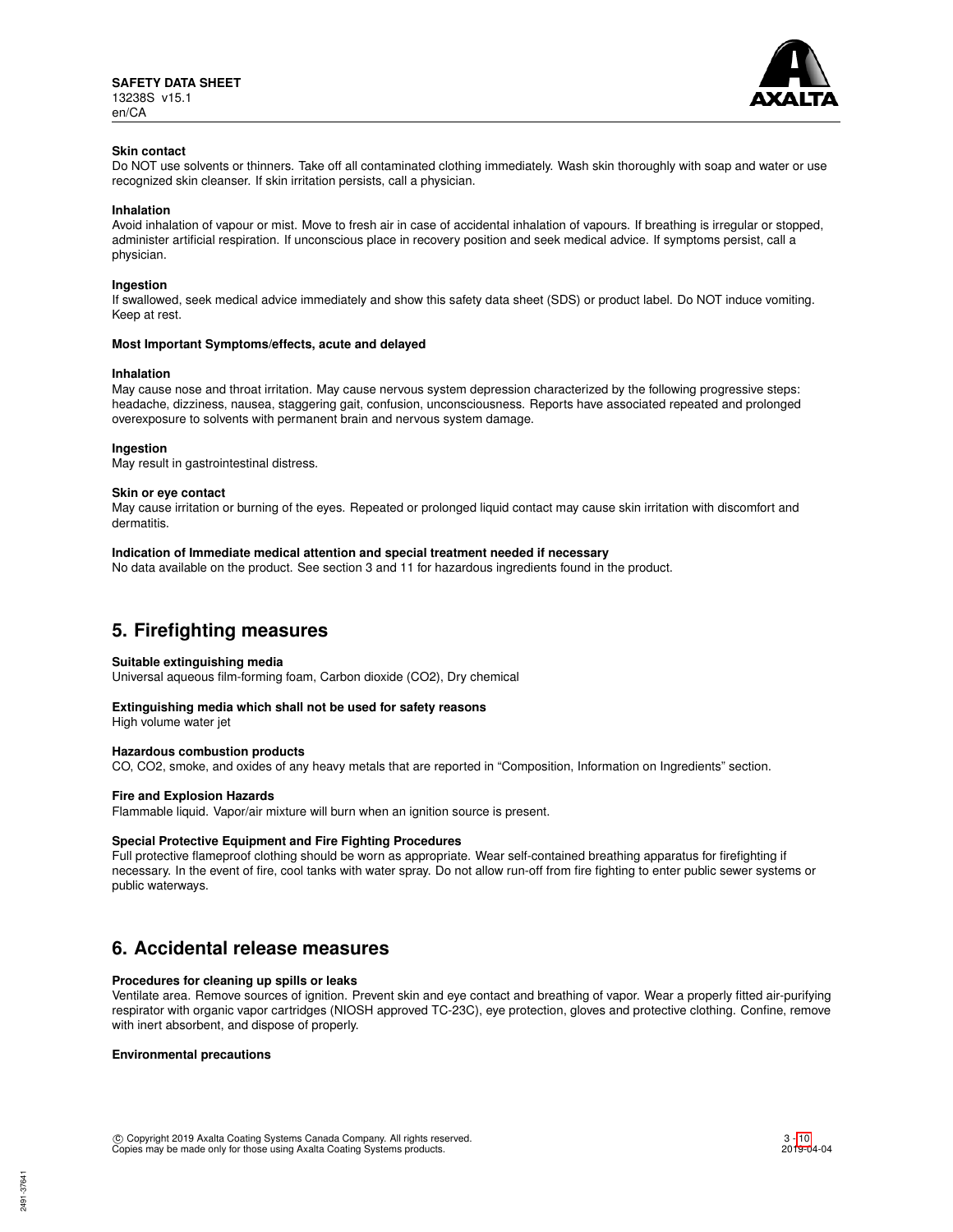**Skin contact**

Do NOT use solvents or thinners. Take off all contaminated clothing immediately. Wash skin thoroughly with soap and water or use recognized skin cleanser. If skin irritation persists, call a physician.

**Inhalation**

Avoid inhalation of vapour or mist. Move to fresh air in case of accidental inhalation of vapours. If breathing is irregular or stopped, administer artificial respiration. If unconscious place in recovery position and seek medical advice. If symptoms persist, call a physician.

**Ingestion**

If swallowed, seek medical advice immediately and show this safety data sheet (SDS) or product label. Do NOT induce vomiting. Keep at rest.

**Most Important Symptoms/effects, acute and delayed**

**Inhalation**

May cause nose and throat irritation. May cause nervous system depression characterized by the following progressive steps: headache, dizziness, nausea, staggering gait, confusion, unconsciousness. Reports have associated repeated and prolonged overexposure to solvents with permanent brain and nervous system damage.

**Ingestion**

May result in gastrointestinal distress.

**Skin or eye contact**

May cause irritation or burning of the eyes. Repeated or prolonged liquid contact may cause skin irritation with discomfort and dermatitis.

**Indication of Immediate medical attention and special treatment needed if necessary**

No data available on the product. See section 3 and 11 for hazardous ingredients found in the product.

## 5. Firefighting measures

**Suitable extinguishing media**

Universal aqueous film-forming foam, Carbon dioxide ($CO_2$), Dry chemical

**Extinguishing media which shall not be used for safety reasons**

High volume water jet

**Hazardous combustion products**

CO, $CO_2$, smoke, and oxides of any heavy metals that are reported in "Composition, Information on Ingredients" section.

**Fire and Explosion Hazards**

Flammable liquid. Vapor/air mixture will burn when an ignition source is present.

**Special Protective Equipment and Fire Fighting Procedures**

Full protective flameproof clothing should be worn as appropriate. Wear self-contained breathing apparatus for firefighting if necessary. In the event of fire, cool tanks with water spray. Do not allow run-off from fire fighting to enter public sewer systems or public waterways.

## 6. Accidental release measures

**Procedures for cleaning up spills or leaks**

Ventilate area. Remove sources of ignition. Prevent skin and eye contact and breathing of vapor. Wear a properly fitted air-purifying respirator with organic vapor cartridges (NIOSH approved TC-23C), eye protection, gloves and protective clothing. Confine, remove with inert absorbent, and dispose of properly.

**Environmental precautions**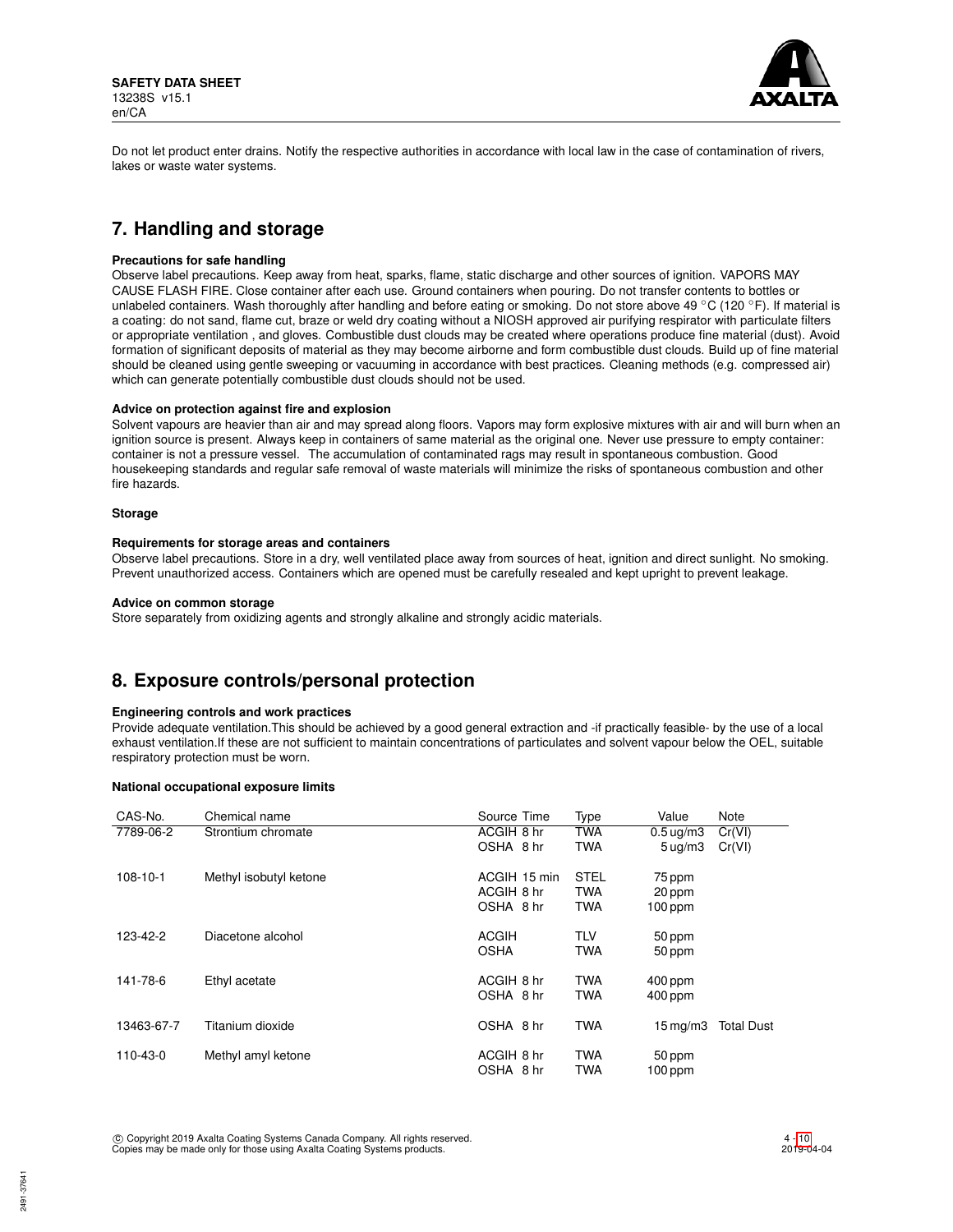Do not let product enter drains. Notify the respective authorities in accordance with local law in the case of contamination of rivers, lakes or waste water systems.

# 7. Handling and storage

### Precautions for safe handling

Observe label precautions. Keep away from heat, sparks, flame, static discharge and other sources of ignition. VAPORS MAY CAUSE FLASH FIRE. Close container after each use. Ground containers when pouring. Do not transfer contents to bottles or unlabeled containers. Wash thoroughly after handling and before eating or smoking. Do not store above 49 °C (120 °F). If material is a coating: do not sand, flame cut, braze or weld dry coating without a NIOSH approved air purifying respirator with particulate filters or appropriate ventilation , and gloves. Combustible dust clouds may be created where operations produce fine material (dust). Avoid formation of significant deposits of material as they may become airborne and form combustible dust clouds. Build up of fine material should be cleaned using gentle sweeping or vacuuming in accordance with best practices. Cleaning methods (e.g. compressed air) which can generate potentially combustible dust clouds should not be used.

### Advice on protection against fire and explosion

Solvent vapours are heavier than air and may spread along floors. Vapors may form explosive mixtures with air and will burn when an ignition source is present. Always keep in containers of same material as the original one. Never use pressure to empty container: container is not a pressure vessel. The accumulation of contaminated rags may result in spontaneous combustion. Good housekeeping standards and regular safe removal of waste materials will minimize the risks of spontaneous combustion and other fire hazards.

### Storage

### Requirements for storage areas and containers

Observe label precautions. Store in a dry, well ventilated place away from sources of heat, ignition and direct sunlight. No smoking. Prevent unauthorized access. Containers which are opened must be carefully resealed and kept upright to prevent leakage.

### Advice on common storage

Store separately from oxidizing agents and strongly alkaline and strongly acidic materials.

# 8. Exposure controls/personal protection

### Engineering controls and work practices

Provide adequate ventilation.This should be achieved by a good general extraction and -if practically feasible- by the use of a local exhaust ventilation.If these are not sufficient to maintain concentrations of particulates and solvent vapour below the OEL, suitable respiratory protection must be worn.

### National occupational exposure limits

| CAS-No. | Chemical name | Source | Time | Type | Value | Note |
|---|---|---|---|---|---|---|
| 7789-06-2 | Strontium chromate | ACGIH | 8 hr | TWA | 0.5 ug/m3 | Cr(VI) |
| | | OSHA | 8 hr | TWA | 5 ug/m3 | Cr(VI) |
| 108-10-1 | Methyl isobutyl ketone | ACGIH | 15 min | STEL | 75 ppm | |
| | | ACGIH | 8 hr | TWA | 20 ppm | |
| | | OSHA | 8 hr | TWA | 100 ppm | |
| 123-42-2 | Diacetone alcohol | ACGIH | | TLV | 50 ppm | |
| | | OSHA | | TWA | 50 ppm | |
| 141-78-6 | Ethyl acetate | ACGIH | 8 hr | TWA | 400 ppm | |
| | | OSHA | 8 hr | TWA | 400 ppm | |
| 13463-67-7 | Titanium dioxide | OSHA | 8 hr | TWA | 15 mg/m3 | Total Dust |
| 110-43-0 | Methyl amyl ketone | ACGIH | 8 hr | TWA | 50 ppm | |
| | | OSHA | 8 hr | TWA | 100 ppm | |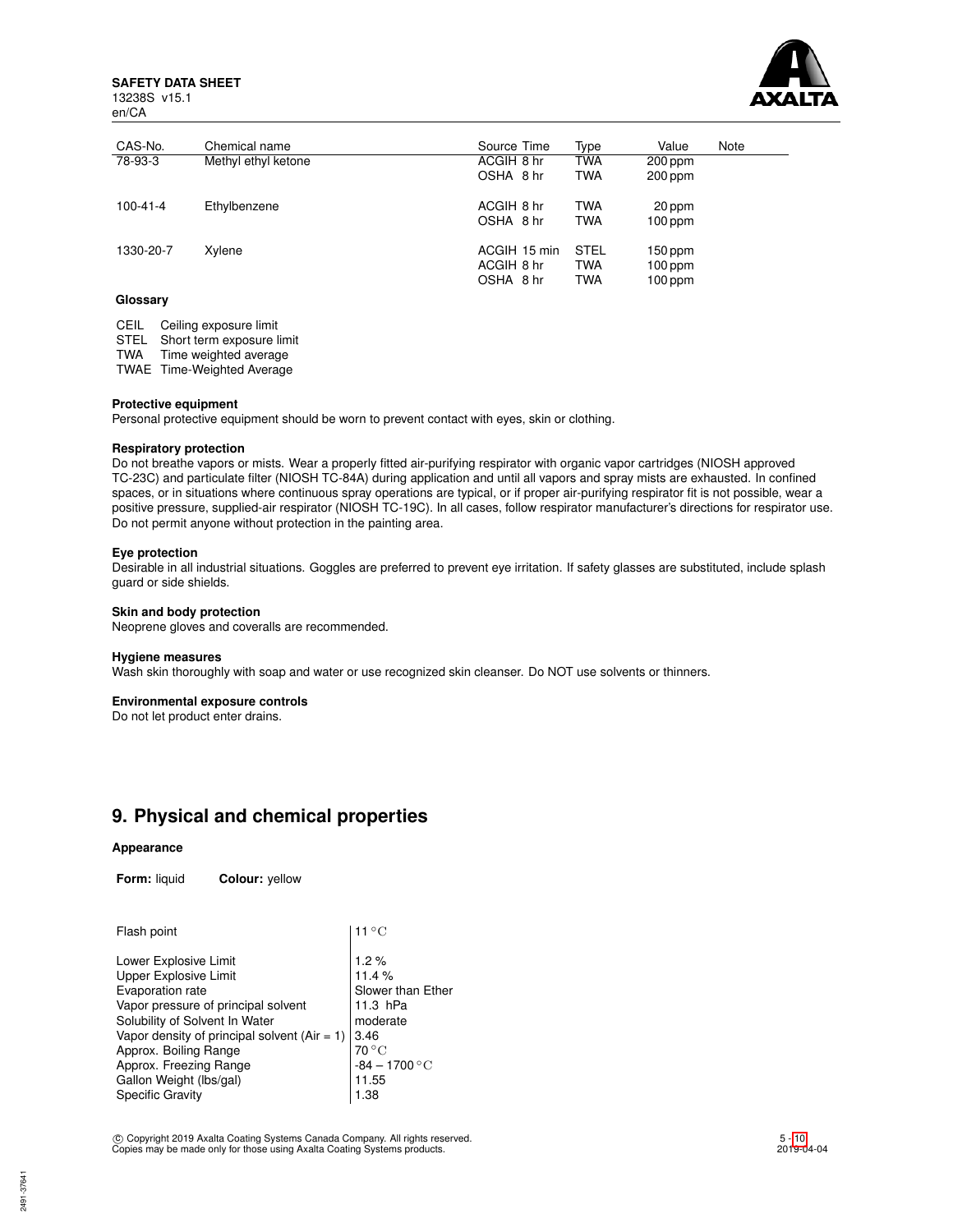| CAS-No. | Chemical name | Source | Time | Type | Value | Note |
|---|---|---|---|---|---|---|
| 78-93-3 | Methyl ethyl ketone | ACGIH | 8 hr | TWA | 200 ppm | |
| | | OSHA | 8 hr | TWA | 200 ppm | |
| 100-41-4 | Ethylbenzene | ACGIH | 8 hr | TWA | 20 ppm | |
| | | OSHA | 8 hr | TWA | 100 ppm | |
| 1330-20-7 | Xylene | ACGIH | 15 min | STEL | 150 ppm | |
| | | ACGIH | 8 hr | TWA | 100 ppm | |
| | | OSHA | 8 hr | TWA | 100 ppm | |

**Glossary**

| | |
|---|---|
| CEIL | Ceiling exposure limit |
| STEL | Short term exposure limit |
| TWA | Time weighted average |
| TWAE | Time-Weighted Average |

**Protective equipment**

Personal protective equipment should be worn to prevent contact with eyes, skin or clothing.

**Respiratory protection**

Do not breathe vapors or mists. Wear a properly fitted air-purifying respirator with organic vapor cartridges (NIOSH approved TC-23C) and particulate filter (NIOSH TC-84A) during application and until all vapors and spray mists are exhausted. In confined spaces, or in situations where continuous spray operations are typical, or if proper air-purifying respirator fit is not possible, wear a positive pressure, supplied-air respirator (NIOSH TC-19C). In all cases, follow respirator manufacturer's directions for respirator use. Do not permit anyone without protection in the painting area.

**Eye protection**

Desirable in all industrial situations. Goggles are preferred to prevent eye irritation. If safety glasses are substituted, include splash guard or side shields.

**Skin and body protection**

Neoprene gloves and coveralls are recommended.

**Hygiene measures**

Wash skin thoroughly with soap and water or use recognized skin cleanser. Do NOT use solvents or thinners.

**Environmental exposure controls**

Do not let product enter drains.

## 9. Physical and chemical properties

**Appearance**

**Form:** liquid **Colour:** yellow

| | |
|---|---|
| Flash point | 11 °C |
| Lower Explosive Limit | 1.2 % |
| Upper Explosive Limit | 11.4 % |
| Evaporation rate | Slower than Ether |
| Vapor pressure of principal solvent | 11.3 hPa |
| Solubility of Solvent In Water | moderate |
| Vapor density of principal solvent (Air = 1) | 3.46 |
| Approx. Boiling Range | 70 °C |
| Approx. Freezing Range | -84 – 1700 °C |
| Gallon Weight (lbs/gal) | 11.55 |
| Specific Gravity | 1.38 |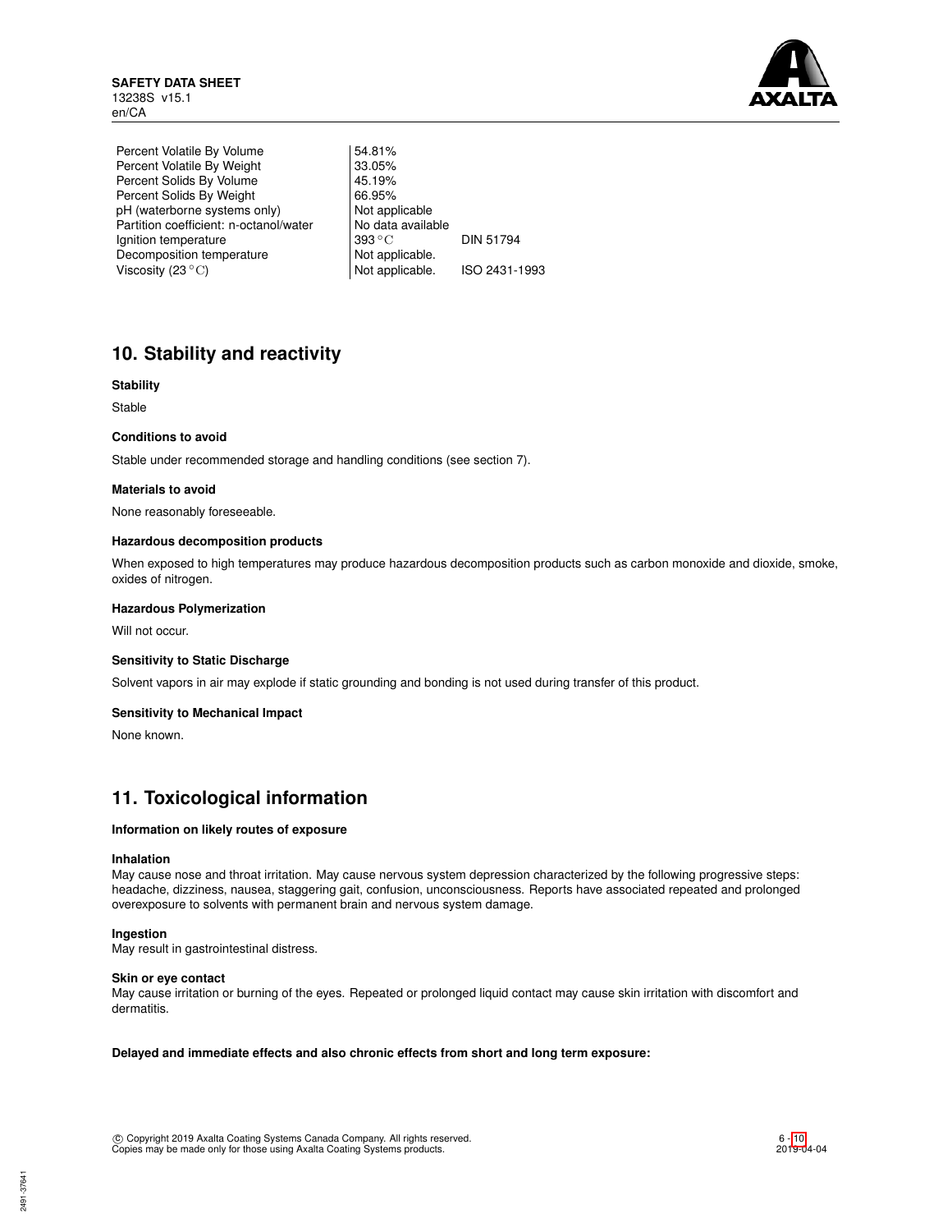| Property | Value | Method |
|---|---|---|
| Percent Volatile By Volume | 54.81% | |
| Percent Volatile By Weight | 33.05% | |
| Percent Solids By Volume | 45.19% | |
| Percent Solids By Weight | 66.95% | |
| pH (waterborne systems only) | Not applicable | |
| Partition coefficient: n-octanol/water | No data available | |
| Ignition temperature | 393 °C | DIN 51794 |
| Decomposition temperature | Not applicable. | |
| Viscosity (23 °C) | Not applicable. | ISO 2431-1993 |

## 10. Stability and reactivity

**Stability**

Stable

**Conditions to avoid**

Stable under recommended storage and handling conditions (see section 7).

**Materials to avoid**

None reasonably foreseeable.

**Hazardous decomposition products**

When exposed to high temperatures may produce hazardous decomposition products such as carbon monoxide and dioxide, smoke, oxides of nitrogen.

**Hazardous Polymerization**

Will not occur.

**Sensitivity to Static Discharge**

Solvent vapors in air may explode if static grounding and bonding is not used during transfer of this product.

**Sensitivity to Mechanical Impact**

None known.

## 11. Toxicological information

**Information on likely routes of exposure**

**Inhalation**

May cause nose and throat irritation. May cause nervous system depression characterized by the following progressive steps: headache, dizziness, nausea, staggering gait, confusion, unconsciousness. Reports have associated repeated and prolonged overexposure to solvents with permanent brain and nervous system damage.

**Ingestion**

May result in gastrointestinal distress.

**Skin or eye contact**

May cause irritation or burning of the eyes. Repeated or prolonged liquid contact may cause skin irritation with discomfort and dermatitis.

**Delayed and immediate effects and also chronic effects from short and long term exposure:**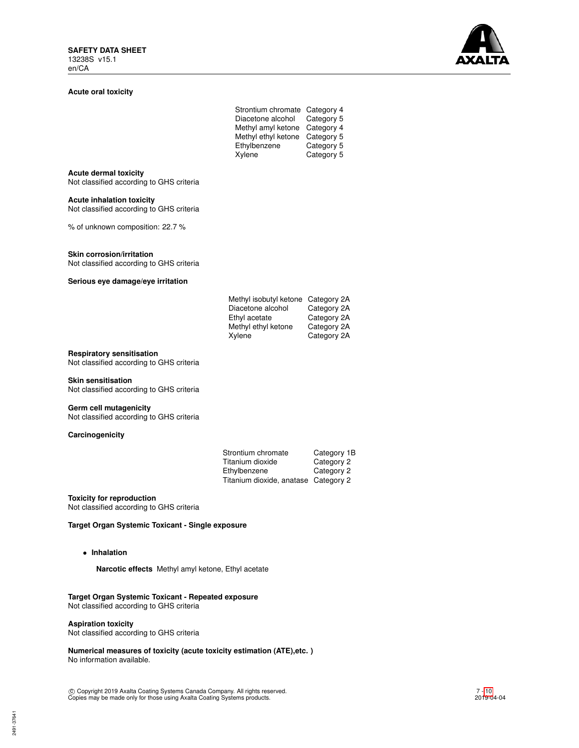**Acute oral toxicity**

| | |
|---|---|
| Strontium chromate | Category 4 |
| Diacetone alcohol | Category 5 |
| Methyl amyl ketone | Category 4 |
| Methyl ethyl ketone | Category 5 |
| Ethylbenzene | Category 5 |
| Xylene | Category 5 |

**Acute dermal toxicity**
Not classified according to GHS criteria

**Acute inhalation toxicity**
Not classified according to GHS criteria

% of unknown composition: 22.7 %

**Skin corrosion/irritation**
Not classified according to GHS criteria

**Serious eye damage/eye irritation**

| | |
|---|---|
| Methyl isobutyl ketone | Category 2A |
| Diacetone alcohol | Category 2A |
| Ethyl acetate | Category 2A |
| Methyl ethyl ketone | Category 2A |
| Xylene | Category 2A |

**Respiratory sensitisation**
Not classified according to GHS criteria

**Skin sensitisation**
Not classified according to GHS criteria

**Germ cell mutagenicity**
Not classified according to GHS criteria

**Carcinogenicity**

| | |
|---|---|
| Strontium chromate | Category 1B |
| Titanium dioxide | Category 2 |
| Ethylbenzene | Category 2 |
| Titanium dioxide, anatase | Category 2 |

**Toxicity for reproduction**
Not classified according to GHS criteria

**Target Organ Systemic Toxicant - Single exposure**

- **Inhalation**

  **Narcotic effects** Methyl amyl ketone, Ethyl acetate

**Target Organ Systemic Toxicant - Repeated exposure**
Not classified according to GHS criteria

**Aspiration toxicity**
Not classified according to GHS criteria

**Numerical measures of toxicity (acute toxicity estimation (ATE),etc. )**
No information available.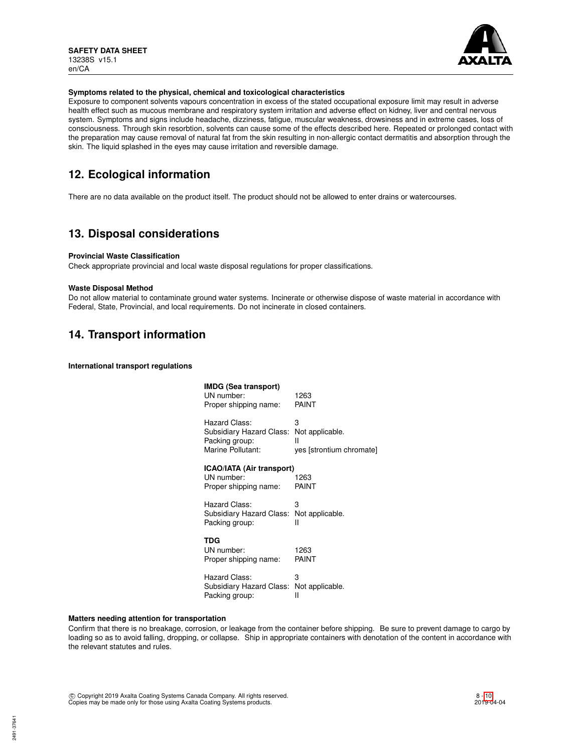**Symptoms related to the physical, chemical and toxicological characteristics**

Exposure to component solvents vapours concentration in excess of the stated occupational exposure limit may result in adverse health effect such as mucous membrane and respiratory system irritation and adverse effect on kidney, liver and central nervous system. Symptoms and signs include headache, dizziness, fatigue, muscular weakness, drowsiness and in extreme cases, loss of consciousness. Through skin resorbtion, solvents can cause some of the effects described here. Repeated or prolonged contact with the preparation may cause removal of natural fat from the skin resulting in non-allergic contact dermatitis and absorption through the skin. The liquid splashed in the eyes may cause irritation and reversible damage.

## 12. Ecological information

There are no data available on the product itself. The product should not be allowed to enter drains or watercourses.

## 13. Disposal considerations

**Provincial Waste Classification**

Check appropriate provincial and local waste disposal regulations for proper classifications.

**Waste Disposal Method**

Do not allow material to contaminate ground water systems. Incinerate or otherwise dispose of waste material in accordance with Federal, State, Provincial, and local requirements. Do not incinerate in closed containers.

## 14. Transport information

**International transport regulations**

**IMDG (Sea transport)**

| | |
|---|---|
| UN number: | 1263 |
| Proper shipping name: | PAINT |
| Hazard Class: | 3 |
| Subsidiary Hazard Class: | Not applicable. |
| Packing group: | II |
| Marine Pollutant: | yes [strontium chromate] |

**ICAO/IATA (Air transport)**

| | |
|---|---|
| UN number: | 1263 |
| Proper shipping name: | PAINT |
| Hazard Class: | 3 |
| Subsidiary Hazard Class: | Not applicable. |
| Packing group: | II |

**TDG**

| | |
|---|---|
| UN number: | 1263 |
| Proper shipping name: | PAINT |
| Hazard Class: | 3 |
| Subsidiary Hazard Class: | Not applicable. |
| Packing group: | II |

**Matters needing attention for transportation**

Confirm that there is no breakage, corrosion, or leakage from the container before shipping. Be sure to prevent damage to cargo by loading so as to avoid falling, dropping, or collapse. Ship in appropriate containers with denotation of the content in accordance with the relevant statutes and rules.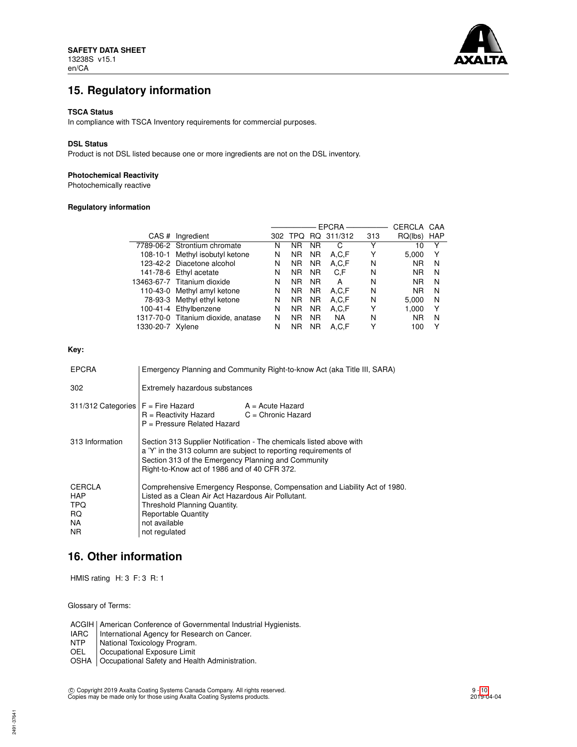## 15. Regulatory information

**TSCA Status**

In compliance with TSCA Inventory requirements for commercial purposes.

**DSL Status**

Product is not DSL listed because one or more ingredients are not on the DSL inventory.

**Photochemical Reactivity**

Photochemically reactive

**Regulatory information**

| | | EPCRA | | | | | CERCLA | CAA |
|---|---|---|---|---|---|---|---|---|
| CAS # | Ingredient | 302 | TPQ | RQ | 311/312 | 313 | RQ(lbs) | HAP |
| 7789-06-2 | Strontium chromate | N | NR | NR | C | Y | 10 | Y |
| 108-10-1 | Methyl isobutyl ketone | N | NR | NR | A,C,F | Y | 5,000 | Y |
| 123-42-2 | Diacetone alcohol | N | NR | NR | A,C,F | N | NR | N |
| 141-78-6 | Ethyl acetate | N | NR | NR | C,F | N | NR | N |
| 13463-67-7 | Titanium dioxide | N | NR | NR | A | N | NR | N |
| 110-43-0 | Methyl amyl ketone | N | NR | NR | A,C,F | N | NR | N |
| 78-93-3 | Methyl ethyl ketone | N | NR | NR | A,C,F | N | 5,000 | N |
| 100-41-4 | Ethylbenzene | N | NR | NR | A,C,F | Y | 1,000 | Y |
| 1317-70-0 | Titanium dioxide, anatase | N | NR | NR | NA | N | NR | N |
| 1330-20-7 | Xylene | N | NR | NR | A,C,F | Y | 100 | Y |

**Key:**

| | |
|---|---|
| EPCRA | Emergency Planning and Community Right-to-know Act (aka Title III, SARA) |
| 302 | Extremely hazardous substances |
| 311/312 Categories | F = Fire Hazard; A = Acute Hazard; R = Reactivity Hazard; C = Chronic Hazard; P = Pressure Related Hazard |
| 313 Information | Section 313 Supplier Notification - The chemicals listed above with a 'Y' in the 313 column are subject to reporting requirements of Section 313 of the Emergency Planning and Community Right-to-Know act of 1986 and of 40 CFR 372. |
| CERCLA | Comprehensive Emergency Response, Compensation and Liability Act of 1980. |
| HAP | Listed as a Clean Air Act Hazardous Air Pollutant. |
| TPQ | Threshold Planning Quantity. |
| RQ | Reportable Quantity |
| NA | not available |
| NR | not regulated |

## 16. Other information

HMIS rating H: 3 F: 3 R: 1

Glossary of Terms:

| | |
|---|---|
| ACGIH | American Conference of Governmental Industrial Hygienists. |
| IARC | International Agency for Research on Cancer. |
| NTP | National Toxicology Program. |
| OEL | Occupational Exposure Limit |
| OSHA | Occupational Safety and Health Administration. |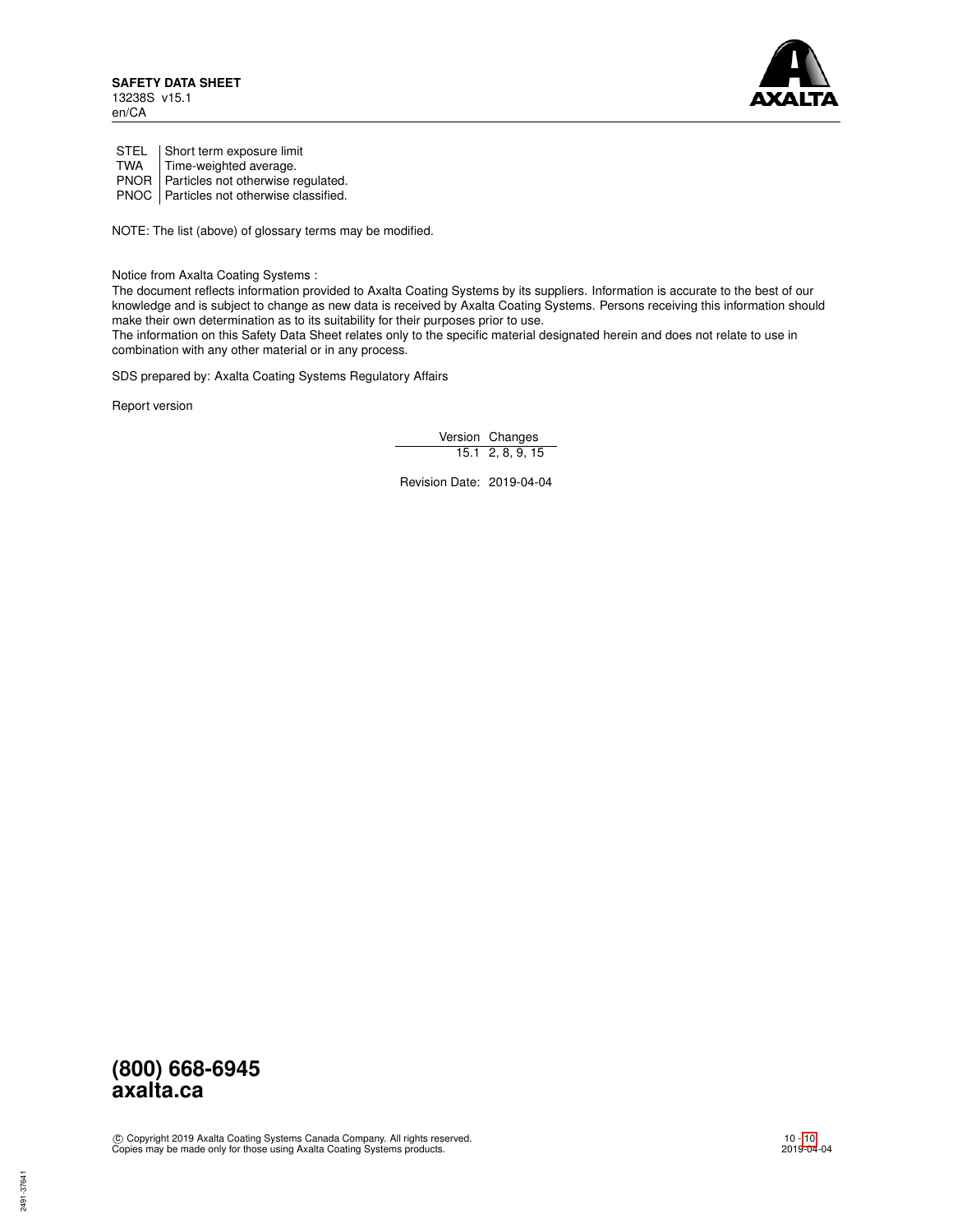| | |
|---|---|
| STEL | Short term exposure limit |
| TWA | Time-weighted average. |
| PNOR | Particles not otherwise regulated. |
| PNOC | Particles not otherwise classified. |

NOTE: The list (above) of glossary terms may be modified.

Notice from Axalta Coating Systems :
The document reflects information provided to Axalta Coating Systems by its suppliers. Information is accurate to the best of our knowledge and is subject to change as new data is received by Axalta Coating Systems. Persons receiving this information should make their own determination as to its suitability for their purposes prior to use.
The information on this Safety Data Sheet relates only to the specific material designated herein and does not relate to use in combination with any other material or in any process.

SDS prepared by: Axalta Coating Systems Regulatory Affairs

Report version

| Version | Changes |
|---|---|
| 15.1 | 2, 8, 9, 15 |

Revision Date: 2019-04-04

**(800) 668-6945**
**axalta.ca**

© Copyright 2019 Axalta Coating Systems Canada Company. All rights reserved.
Copies may be made only for those using Axalta Coating Systems products.